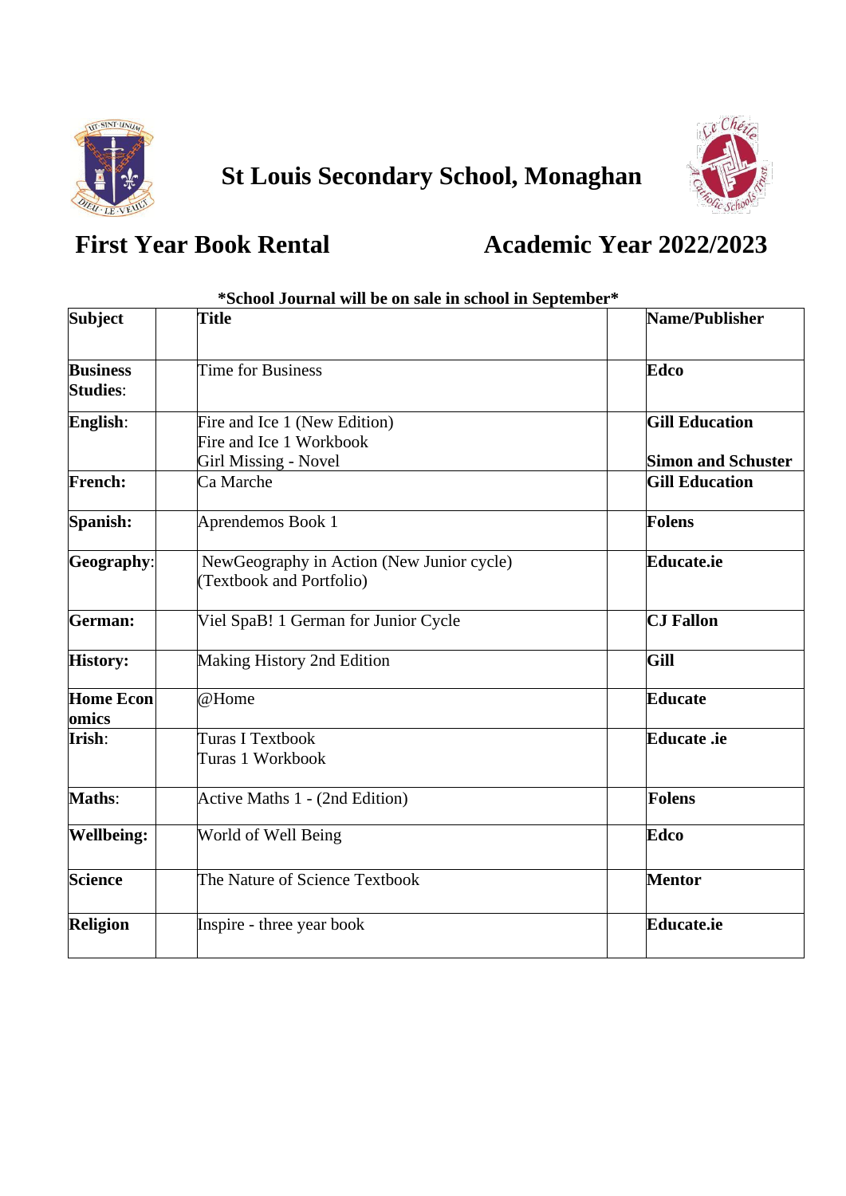# St Louis Secondary School, Monaghan

## First Year Book Rental

## Academic Year 2022/2023

**\*School Journal will be on sale in school in September\***

| Subject | Title | Name/Publisher |
|---|---|---|
| **Business Studies**: | Time for Business | **Edco** |
| **English**: | Fire and Ice 1 (New Edition)<br>Fire and Ice 1 Workbook<br>Girl Missing - Novel | **Gill Education**<br><br>**Simon and Schuster** |
| **French:** | Ca Marche | **Gill Education** |
| **Spanish:** | Aprendemos Book 1 | **Folens** |
| **Geography**: | NewGeography in Action (New Junior cycle) (Textbook and Portfolio) | **Educate.ie** |
| **German:** | Viel SpaB! 1 German for Junior Cycle | **CJ Fallon** |
| **History:** | Making History 2nd Edition | **Gill** |
| **Home Economics** | @Home | **Educate** |
| **Irish**: | Turas I Textbook<br>Turas 1 Workbook | **Educate .ie** |
| **Maths**: | Active Maths 1 - (2nd Edition) | **Folens** |
| **Wellbeing:** | World of Well Being | **Edco** |
| **Science** | The Nature of Science Textbook | **Mentor** |
| **Religion** | Inspire - three year book | **Educate.ie** |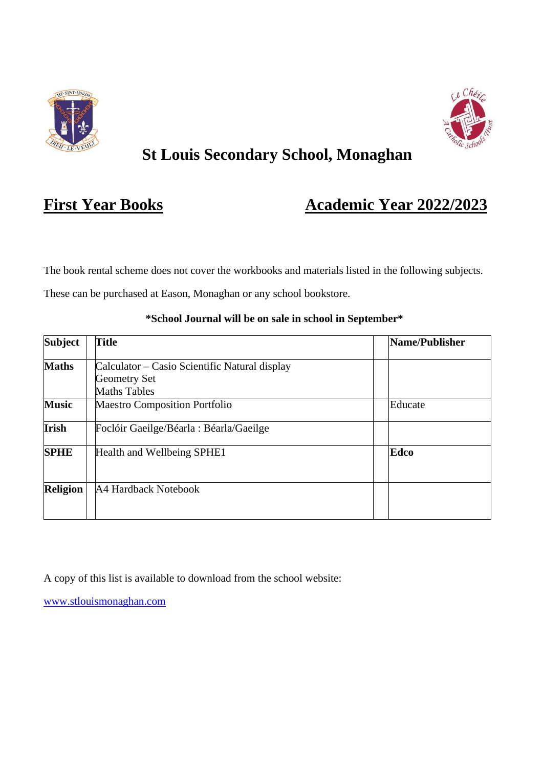# St Louis Secondary School, Monaghan

## First Year Books

## Academic Year 2022/2023

The book rental scheme does not cover the workbooks and materials listed in the following subjects.

These can be purchased at Eason, Monaghan or any school bookstore.

**\*School Journal will be on sale in school in September\***

| Subject | Title | Name/Publisher |
|---|---|---|
| **Maths** | Calculator – Casio Scientific Natural display<br>Geometry Set<br>Maths Tables | |
| **Music** | Maestro Composition Portfolio | Educate |
| **Irish** | Foclóir Gaeilge/Béarla : Béarla/Gaeilge | |
| **SPHE** | Health and Wellbeing SPHE1 | **Edco** |
| **Religion** | A4 Hardback Notebook | |

A copy of this list is available to download from the school website:

www.stlouismonaghan.com